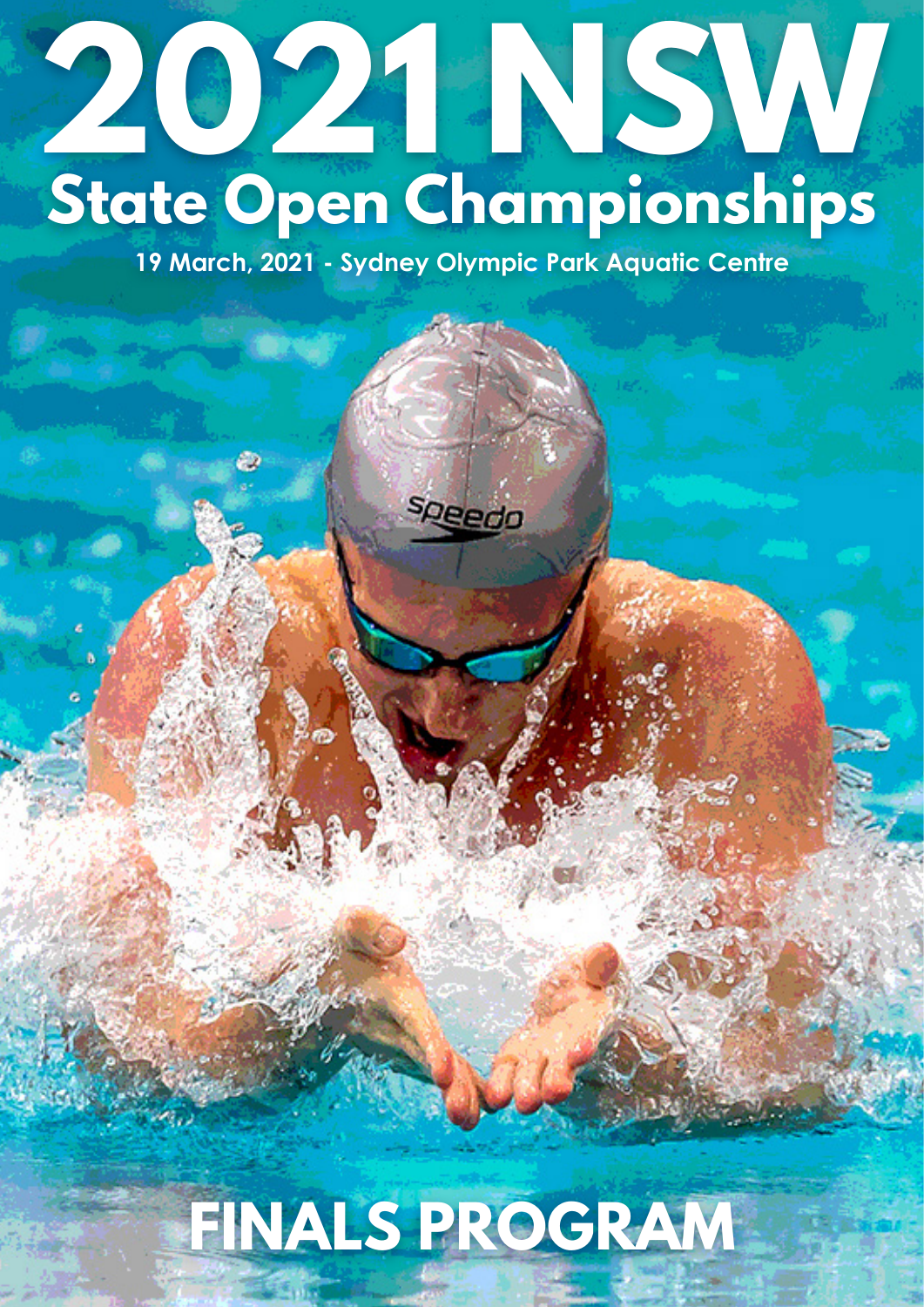# 2021 NSW

## State Open Championships

**19 March, 2021 - Sydney Olympic Park Aquatic Centre**

# FINALS PROGRAM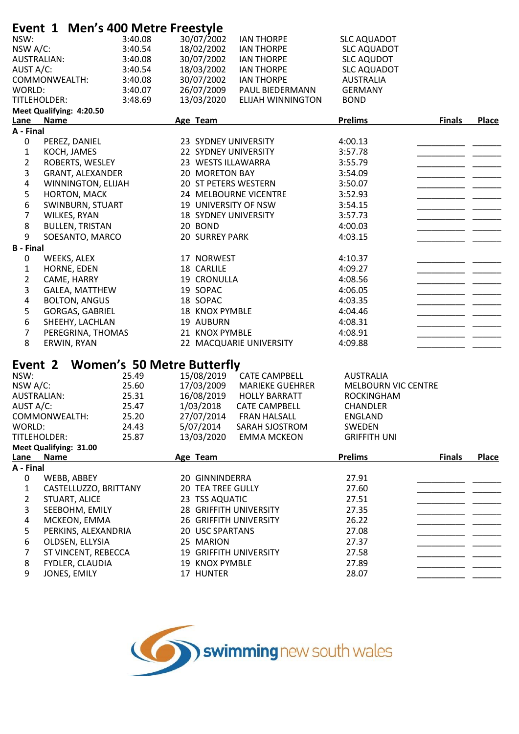## Event 1 Men's 400 Metre Freestyle

| | | | | |
|---|---|---|---|---|
| NSW: | 3:40.08 | 30/07/2002 | IAN THORPE | SLC AQUADOT |
| NSW A/C: | 3:40.54 | 18/02/2002 | IAN THORPE | SLC AQUADOT |
| AUSTRALIAN: | 3:40.08 | 30/07/2002 | IAN THORPE | SLC AQUDOT |
| AUST A/C: | 3:40.54 | 18/03/2002 | IAN THORPE | SLC AQUADOT |
| COMMONWEALTH: | 3:40.08 | 30/07/2002 | IAN THORPE | AUSTRALIA |
| WORLD: | 3:40.07 | 26/07/2009 | PAUL BIEDERMANN | GERMANY |
| TITLEHOLDER: | 3:48.69 | 13/03/2020 | ELIJAH WINNINGTON | BOND |

**Meet Qualifying: 4:20.50**

| Lane | Name | Age | Team | Prelims | Finals | Place |
|---|---|---|---|---|---|---|
| **A - Final** | | | | | | |
| 0 | PEREZ, DANIEL | 23 | SYDNEY UNIVERSITY | 4:00.13 | _________ | ______ |
| 1 | KOCH, JAMES | 22 | SYDNEY UNIVERSITY | 3:57.78 | _________ | ______ |
| 2 | ROBERTS, WESLEY | 23 | WESTS ILLAWARRA | 3:55.79 | _________ | ______ |
| 3 | GRANT, ALEXANDER | 20 | MORETON BAY | 3:54.09 | _________ | ______ |
| 4 | WINNINGTON, ELIJAH | 20 | ST PETERS WESTERN | 3:50.07 | _________ | ______ |
| 5 | HORTON, MACK | 24 | MELBOURNE VICENTRE | 3:52.93 | _________ | ______ |
| 6 | SWINBURN, STUART | 19 | UNIVERSITY OF NSW | 3:54.15 | _________ | ______ |
| 7 | WILKES, RYAN | 18 | SYDNEY UNIVERSITY | 3:57.73 | _________ | ______ |
| 8 | BULLEN, TRISTAN | 20 | BOND | 4:00.03 | _________ | ______ |
| 9 | SOESANTO, MARCO | 20 | SURREY PARK | 4:03.15 | _________ | ______ |
| **B - Final** | | | | | | |
| 0 | WEEKS, ALEX | 17 | NORWEST | 4:10.37 | _________ | ______ |
| 1 | HORNE, EDEN | 18 | CARLILE | 4:09.27 | _________ | ______ |
| 2 | CAME, HARRY | 19 | CRONULLA | 4:08.56 | _________ | ______ |
| 3 | GALEA, MATTHEW | 19 | SOPAC | 4:06.05 | _________ | ______ |
| 4 | BOLTON, ANGUS | 18 | SOPAC | 4:03.35 | _________ | ______ |
| 5 | GORGAS, GABRIEL | 18 | KNOX PYMBLE | 4:04.46 | _________ | ______ |
| 6 | SHEEHY, LACHLAN | 19 | AUBURN | 4:08.31 | _________ | ______ |
| 7 | PEREGRINA, THOMAS | 21 | KNOX PYMBLE | 4:08.91 | _________ | ______ |
| 8 | ERWIN, RYAN | 22 | MACQUARIE UNIVERSITY | 4:09.88 | _________ | ______ |

## Event 2 Women's 50 Metre Butterfly

| | | | | |
|---|---|---|---|---|
| NSW: | 25.49 | 15/08/2019 | CATE CAMPBELL | AUSTRALIA |
| NSW A/C: | 25.60 | 17/03/2009 | MARIEKE GUEHRER | MELBOURN VIC CENTRE |
| AUSTRALIAN: | 25.31 | 16/08/2019 | HOLLY BARRATT | ROCKINGHAM |
| AUST A/C: | 25.47 | 1/03/2018 | CATE CAMPBELL | CHANDLER |
| COMMONWEALTH: | 25.20 | 27/07/2014 | FRAN HALSALL | ENGLAND |
| WORLD: | 24.43 | 5/07/2014 | SARAH SJOSTROM | SWEDEN |
| TITLEHOLDER: | 25.87 | 13/03/2020 | EMMA MCKEON | GRIFFITH UNI |

**Meet Qualifying: 31.00**

| Lane | Name | Age | Team | Prelims | Finals | Place |
|---|---|---|---|---|---|---|
| **A - Final** | | | | | | |
| 0 | WEBB, ABBEY | 20 | GINNINDERRA | 27.91 | _________ | ______ |
| 1 | CASTELLUZZO, BRITTANY | 20 | TEA TREE GULLY | 27.60 | _________ | ______ |
| 2 | STUART, ALICE | 23 | TSS AQUATIC | 27.51 | _________ | ______ |
| 3 | SEEBOHM, EMILY | 28 | GRIFFITH UNIVERSITY | 27.35 | _________ | ______ |
| 4 | MCKEON, EMMA | 26 | GRIFFITH UNIVERSITY | 26.22 | _________ | ______ |
| 5 | PERKINS, ALEXANDRIA | 20 | USC SPARTANS | 27.08 | _________ | ______ |
| 6 | OLDSEN, ELLYSIA | 25 | MARION | 27.37 | _________ | ______ |
| 7 | ST VINCENT, REBECCA | 19 | GRIFFITH UNIVERSITY | 27.58 | _________ | ______ |
| 8 | FYDLER, CLAUDIA | 19 | KNOX PYMBLE | 27.89 | _________ | ______ |
| 9 | JONES, EMILY | 17 | HUNTER | 28.07 | _________ | ______ |

swimming new south wales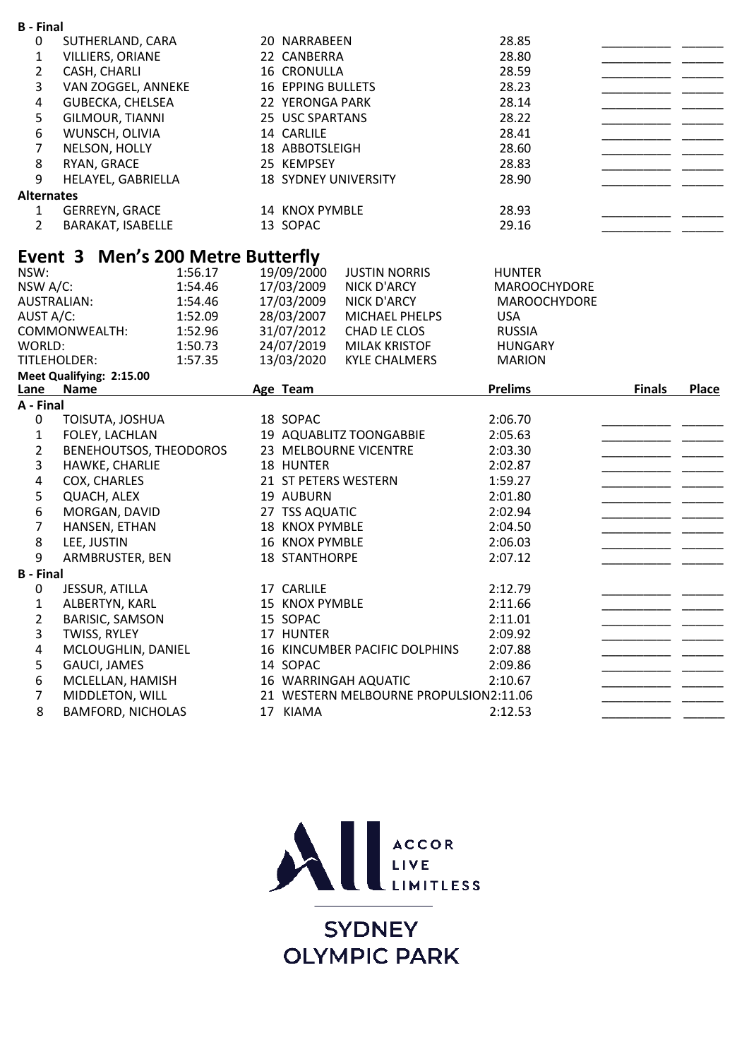**B - Final**

| Lane | Name | Age | Team | Prelims | Finals | Place |
|---|---|---|---|---|---|---|
| 0 | SUTHERLAND, CARA | 20 | NARRABEEN | 28.85 | __________ | ______ |
| 1 | VILLIERS, ORIANE | 22 | CANBERRA | 28.80 | __________ | ______ |
| 2 | CASH, CHARLI | 16 | CRONULLA | 28.59 | __________ | ______ |
| 3 | VAN ZOGGEL, ANNEKE | 16 | EPPING BULLETS | 28.23 | __________ | ______ |
| 4 | GUBECKA, CHELSEA | 22 | YERONGA PARK | 28.14 | __________ | ______ |
| 5 | GILMOUR, TIANNI | 25 | USC SPARTANS | 28.22 | __________ | ______ |
| 6 | WUNSCH, OLIVIA | 14 | CARLILE | 28.41 | __________ | ______ |
| 7 | NELSON, HOLLY | 18 | ABBOTSLEIGH | 28.60 | __________ | ______ |
| 8 | RYAN, GRACE | 25 | KEMPSEY | 28.83 | __________ | ______ |
| 9 | HELAYEL, GABRIELLA | 18 | SYDNEY UNIVERSITY | 28.90 | __________ | ______ |

**Alternates**

| # | Name | Age | Team | Prelims | Finals | Place |
|---|---|---|---|---|---|---|
| 1 | GERREYN, GRACE | 14 | KNOX PYMBLE | 28.93 | __________ | ______ |
| 2 | BARAKAT, ISABELLE | 13 | SOPAC | 29.16 | __________ | ______ |

## Event 3 Men's 200 Metre Butterfly

| Record | Time | Date | Name | Team |
|---|---|---|---|---|
| NSW: | 1:56.17 | 19/09/2000 | JUSTIN NORRIS | HUNTER |
| NSW A/C: | 1:54.46 | 17/03/2009 | NICK D'ARCY | MAROOCHYDORE |
| AUSTRALIAN: | 1:54.46 | 17/03/2009 | NICK D'ARCY | MAROOCHYDORE |
| AUST A/C: | 1:52.09 | 28/03/2007 | MICHAEL PHELPS | USA |
| COMMONWEALTH: | 1:52.96 | 31/07/2012 | CHAD LE CLOS | RUSSIA |
| WORLD: | 1:50.73 | 24/07/2019 | MILAK KRISTOF | HUNGARY |
| TITLEHOLDER: | 1:57.35 | 13/03/2020 | KYLE CHALMERS | MARION |

**Meet Qualifying: 2:15.00**

**A - Final**

| Lane | Name | Age | Team | Prelims | Finals | Place |
|---|---|---|---|---|---|---|
| 0 | TOISUTA, JOSHUA | 18 | SOPAC | 2:06.70 | __________ | ______ |
| 1 | FOLEY, LACHLAN | 19 | AQUABLITZ TOONGABBIE | 2:05.63 | __________ | ______ |
| 2 | BENEHOUTSOS, THEODOROS | 23 | MELBOURNE VICENTRE | 2:03.30 | __________ | ______ |
| 3 | HAWKE, CHARLIE | 18 | HUNTER | 2:02.87 | __________ | ______ |
| 4 | COX, CHARLES | 21 | ST PETERS WESTERN | 1:59.27 | __________ | ______ |
| 5 | QUACH, ALEX | 19 | AUBURN | 2:01.80 | __________ | ______ |
| 6 | MORGAN, DAVID | 27 | TSS AQUATIC | 2:02.94 | __________ | ______ |
| 7 | HANSEN, ETHAN | 18 | KNOX PYMBLE | 2:04.50 | __________ | ______ |
| 8 | LEE, JUSTIN | 16 | KNOX PYMBLE | 2:06.03 | __________ | ______ |
| 9 | ARMBRUSTER, BEN | 18 | STANTHORPE | 2:07.12 | __________ | ______ |

**B - Final**

| Lane | Name | Age | Team | Prelims | Finals | Place |
|---|---|---|---|---|---|---|
| 0 | JESSUR, ATILLA | 17 | CARLILE | 2:12.79 | __________ | ______ |
| 1 | ALBERTYN, KARL | 15 | KNOX PYMBLE | 2:11.66 | __________ | ______ |
| 2 | BARISIC, SAMSON | 15 | SOPAC | 2:11.01 | __________ | ______ |
| 3 | TWISS, RYLEY | 17 | HUNTER | 2:09.92 | __________ | ______ |
| 4 | MCLOUGHLIN, DANIEL | 16 | KINCUMBER PACIFIC DOLPHINS | 2:07.88 | __________ | ______ |
| 5 | GAUCI, JAMES | 14 | SOPAC | 2:09.86 | __________ | ______ |
| 6 | MCLELLAN, HAMISH | 16 | WARRINGAH AQUATIC | 2:10.67 | __________ | ______ |
| 7 | MIDDLETON, WILL | 21 | WESTERN MELBOURNE PROPULSION | 2:11.06 | __________ | ______ |
| 8 | BAMFORD, NICHOLAS | 17 | KIAMA | 2:12.53 | __________ | ______ |

ACCOR LIVE LIMITLESS

SYDNEY OLYMPIC PARK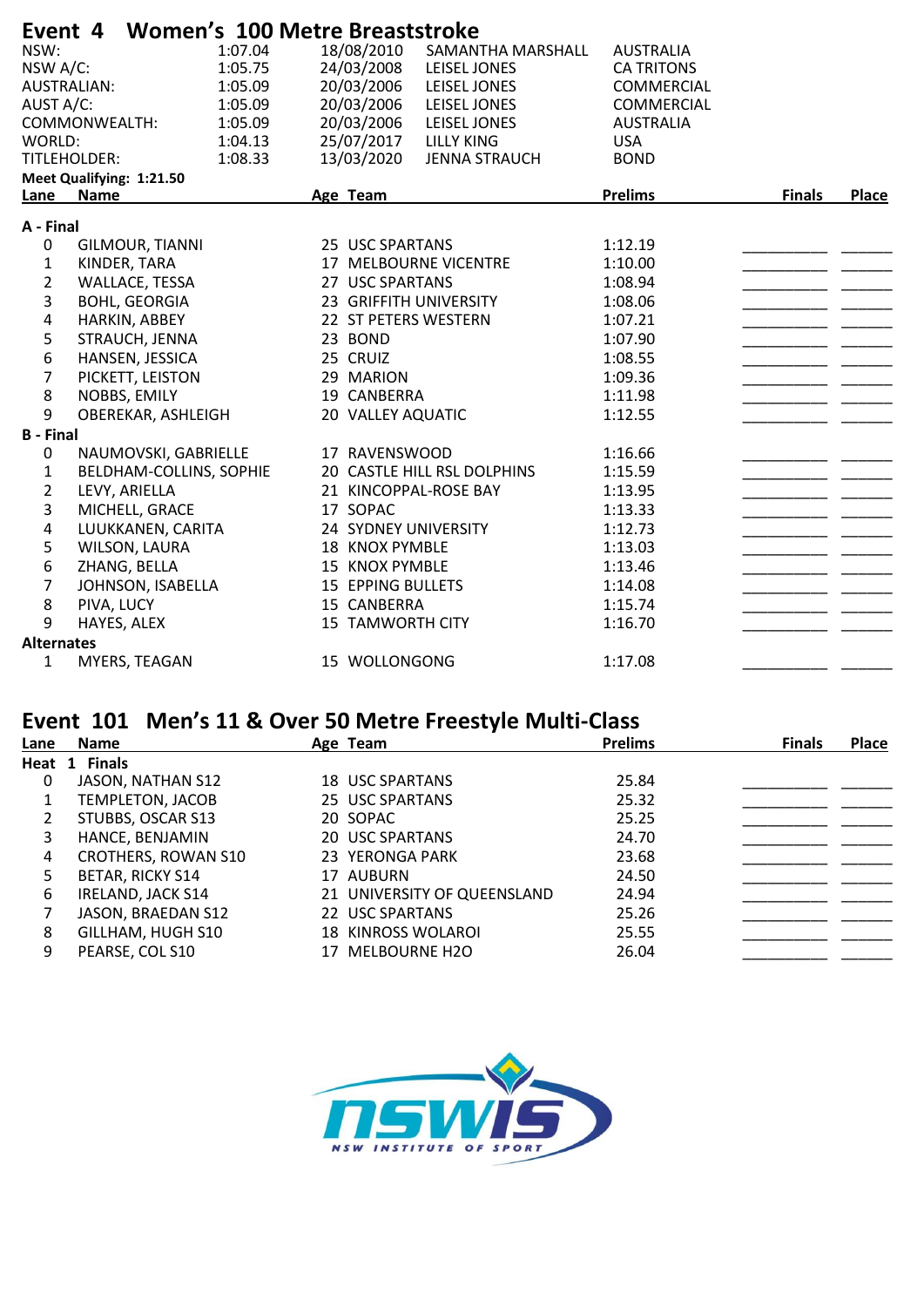# Event 4 Women's 100 Metre Breaststroke

| | | | | |
|---|---|---|---|---|
| NSW: | 1:07.04 | 18/08/2010 | SAMANTHA MARSHALL | AUSTRALIA |
| NSW A/C: | 1:05.75 | 24/03/2008 | LEISEL JONES | CA TRITONS |
| AUSTRALIAN: | 1:05.09 | 20/03/2006 | LEISEL JONES | COMMERCIAL |
| AUST A/C: | 1:05.09 | 20/03/2006 | LEISEL JONES | COMMERCIAL |
| COMMONWEALTH: | 1:05.09 | 20/03/2006 | LEISEL JONES | AUSTRALIA |
| WORLD: | 1:04.13 | 25/07/2017 | LILLY KING | USA |
| TITLEHOLDER: | 1:08.33 | 13/03/2020 | JENNA STRAUCH | BOND |

**Meet Qualifying: 1:21.50**

| Lane | Name | Age | Team | Prelims | Finals | Place |
|---|---|---|---|---|---|---|
| **A - Final** | | | | | | |
| 0 | GILMOUR, TIANNI | 25 | USC SPARTANS | 1:12.19 | | |
| 1 | KINDER, TARA | 17 | MELBOURNE VICENTRE | 1:10.00 | | |
| 2 | WALLACE, TESSA | 27 | USC SPARTANS | 1:08.94 | | |
| 3 | BOHL, GEORGIA | 23 | GRIFFITH UNIVERSITY | 1:08.06 | | |
| 4 | HARKIN, ABBEY | 22 | ST PETERS WESTERN | 1:07.21 | | |
| 5 | STRAUCH, JENNA | 23 | BOND | 1:07.90 | | |
| 6 | HANSEN, JESSICA | 25 | CRUIZ | 1:08.55 | | |
| 7 | PICKETT, LEISTON | 29 | MARION | 1:09.36 | | |
| 8 | NOBBS, EMILY | 19 | CANBERRA | 1:11.98 | | |
| 9 | OBEREKAR, ASHLEIGH | 20 | VALLEY AQUATIC | 1:12.55 | | |
| **B - Final** | | | | | | |
| 0 | NAUMOVSKI, GABRIELLE | 17 | RAVENSWOOD | 1:16.66 | | |
| 1 | BELDHAM-COLLINS, SOPHIE | 20 | CASTLE HILL RSL DOLPHINS | 1:15.59 | | |
| 2 | LEVY, ARIELLA | 21 | KINCOPPAL-ROSE BAY | 1:13.95 | | |
| 3 | MICHELL, GRACE | 17 | SOPAC | 1:13.33 | | |
| 4 | LUUKKANEN, CARITA | 24 | SYDNEY UNIVERSITY | 1:12.73 | | |
| 5 | WILSON, LAURA | 18 | KNOX PYMBLE | 1:13.03 | | |
| 6 | ZHANG, BELLA | 15 | KNOX PYMBLE | 1:13.46 | | |
| 7 | JOHNSON, ISABELLA | 15 | EPPING BULLETS | 1:14.08 | | |
| 8 | PIVA, LUCY | 15 | CANBERRA | 1:15.74 | | |
| 9 | HAYES, ALEX | 15 | TAMWORTH CITY | 1:16.70 | | |
| **Alternates** | | | | | | |
| 1 | MYERS, TEAGAN | 15 | WOLLONGONG | 1:17.08 | | |

# Event 101 Men's 11 & Over 50 Metre Freestyle Multi-Class

| Lane | Name | Age | Team | Prelims | Finals | Place |
|---|---|---|---|---|---|---|
| **Heat 1 Finals** | | | | | | |
| 0 | JASON, NATHAN S12 | 18 | USC SPARTANS | 25.84 | | |
| 1 | TEMPLETON, JACOB | 25 | USC SPARTANS | 25.32 | | |
| 2 | STUBBS, OSCAR S13 | 20 | SOPAC | 25.25 | | |
| 3 | HANCE, BENJAMIN | 20 | USC SPARTANS | 24.70 | | |
| 4 | CROTHERS, ROWAN S10 | 23 | YERONGA PARK | 23.68 | | |
| 5 | BETAR, RICKY S14 | 17 | AUBURN | 24.50 | | |
| 6 | IRELAND, JACK S14 | 21 | UNIVERSITY OF QUEENSLAND | 24.94 | | |
| 7 | JASON, BRAEDAN S12 | 22 | USC SPARTANS | 25.26 | | |
| 8 | GILLHAM, HUGH S10 | 18 | KINROSS WOLAROI | 25.55 | | |
| 9 | PEARSE, COL S10 | 17 | MELBOURNE H2O | 26.04 | | |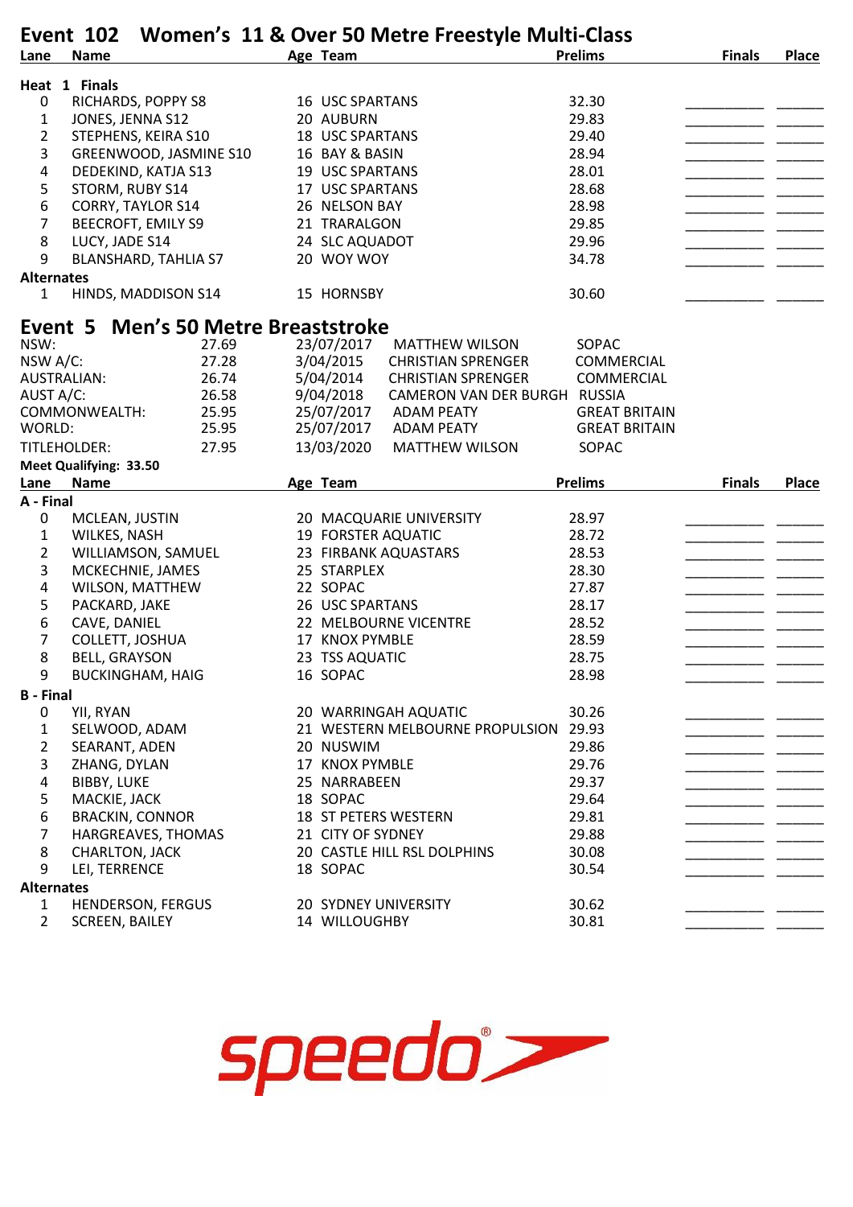## Event 102 Women's 11 & Over 50 Metre Freestyle Multi-Class

| Lane | Name | Age | Team | Prelims | Finals | Place |
|---|---|---|---|---|---|---|
| **Heat 1 Finals** | | | | | | |
| 0 | RICHARDS, POPPY S8 | 16 | USC SPARTANS | 32.30 | _________ | ______ |
| 1 | JONES, JENNA S12 | 20 | AUBURN | 29.83 | _________ | ______ |
| 2 | STEPHENS, KEIRA S10 | 18 | USC SPARTANS | 29.40 | _________ | ______ |
| 3 | GREENWOOD, JASMINE S10 | 16 | BAY & BASIN | 28.94 | _________ | ______ |
| 4 | DEDEKIND, KATJA S13 | 19 | USC SPARTANS | 28.01 | _________ | ______ |
| 5 | STORM, RUBY S14 | 17 | USC SPARTANS | 28.68 | _________ | ______ |
| 6 | CORRY, TAYLOR S14 | 26 | NELSON BAY | 28.98 | _________ | ______ |
| 7 | BEECROFT, EMILY S9 | 21 | TRARALGON | 29.85 | _________ | ______ |
| 8 | LUCY, JADE S14 | 24 | SLC AQUADOT | 29.96 | _________ | ______ |
| 9 | BLANSHARD, TAHLIA S7 | 20 | WOY WOY | 34.78 | _________ | ______ |
| **Alternates** | | | | | | |
| 1 | HINDS, MADDISON S14 | 15 | HORNSBY | 30.60 | _________ | ______ |

## Event 5 Men's 50 Metre Breaststroke

| Record | Time | Date | Name | Team |
|---|---|---|---|---|
| NSW: | 27.69 | 23/07/2017 | MATTHEW WILSON | SOPAC |
| NSW A/C: | 27.28 | 3/04/2015 | CHRISTIAN SPRENGER | COMMERCIAL |
| AUSTRALIAN: | 26.74 | 5/04/2014 | CHRISTIAN SPRENGER | COMMERCIAL |
| AUST A/C: | 26.58 | 9/04/2018 | CAMERON VAN DER BURGH | RUSSIA |
| COMMONWEALTH: | 25.95 | 25/07/2017 | ADAM PEATY | GREAT BRITAIN |
| WORLD: | 25.95 | 25/07/2017 | ADAM PEATY | GREAT BRITAIN |
| TITLEHOLDER: | 27.95 | 13/03/2020 | MATTHEW WILSON | SOPAC |

**Meet Qualifying: 33.50**

| Lane | Name | Age | Team | Prelims | Finals | Place |
|---|---|---|---|---|---|---|
| **A - Final** | | | | | | |
| 0 | MCLEAN, JUSTIN | 20 | MACQUARIE UNIVERSITY | 28.97 | _________ | ______ |
| 1 | WILKES, NASH | 19 | FORSTER AQUATIC | 28.72 | _________ | ______ |
| 2 | WILLIAMSON, SAMUEL | 23 | FIRBANK AQUASTARS | 28.53 | _________ | ______ |
| 3 | MCKECHNIE, JAMES | 25 | STARPLEX | 28.30 | _________ | ______ |
| 4 | WILSON, MATTHEW | 22 | SOPAC | 27.87 | _________ | ______ |
| 5 | PACKARD, JAKE | 26 | USC SPARTANS | 28.17 | _________ | ______ |
| 6 | CAVE, DANIEL | 22 | MELBOURNE VICENTRE | 28.52 | _________ | ______ |
| 7 | COLLETT, JOSHUA | 17 | KNOX PYMBLE | 28.59 | _________ | ______ |
| 8 | BELL, GRAYSON | 23 | TSS AQUATIC | 28.75 | _________ | ______ |
| 9 | BUCKINGHAM, HAIG | 16 | SOPAC | 28.98 | _________ | ______ |
| **B - Final** | | | | | | |
| 0 | YII, RYAN | 20 | WARRINGAH AQUATIC | 30.26 | _________ | ______ |
| 1 | SELWOOD, ADAM | 21 | WESTERN MELBOURNE PROPULSION | 29.93 | _________ | ______ |
| 2 | SEARANT, ADEN | 20 | NUSWIM | 29.86 | _________ | ______ |
| 3 | ZHANG, DYLAN | 17 | KNOX PYMBLE | 29.76 | _________ | ______ |
| 4 | BIBBY, LUKE | 25 | NARRABEEN | 29.37 | _________ | ______ |
| 5 | MACKIE, JACK | 18 | SOPAC | 29.64 | _________ | ______ |
| 6 | BRACKIN, CONNOR | 18 | ST PETERS WESTERN | 29.81 | _________ | ______ |
| 7 | HARGREAVES, THOMAS | 21 | CITY OF SYDNEY | 29.88 | _________ | ______ |
| 8 | CHARLTON, JACK | 20 | CASTLE HILL RSL DOLPHINS | 30.08 | _________ | ______ |
| 9 | LEI, TERRENCE | 18 | SOPAC | 30.54 | _________ | ______ |
| **Alternates** | | | | | | |
| 1 | HENDERSON, FERGUS | 20 | SYDNEY UNIVERSITY | 30.62 | _________ | ______ |
| 2 | SCREEN, BAILEY | 14 | WILLOUGHBY | 30.81 | _________ | ______ |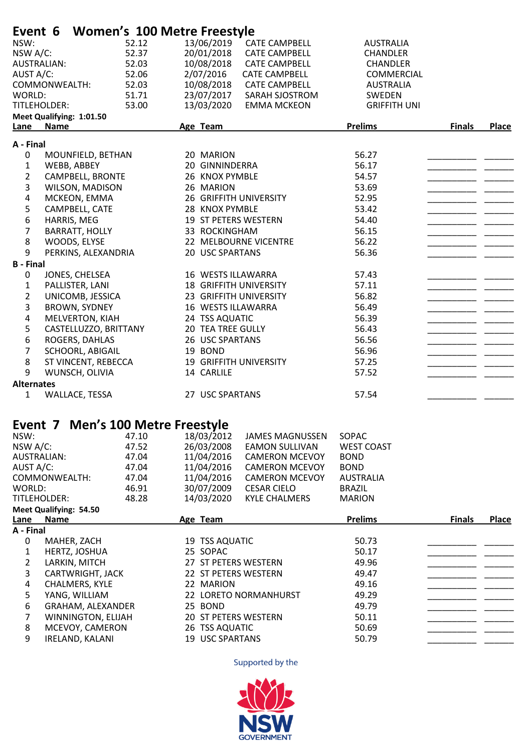## Event 6 Women's 100 Metre Freestyle

| | | | | |
|---|---|---|---|---|
| NSW: | 52.12 | 13/06/2019 | CATE CAMPBELL | AUSTRALIA |
| NSW A/C: | 52.37 | 20/01/2018 | CATE CAMPBELL | CHANDLER |
| AUSTRALIAN: | 52.03 | 10/08/2018 | CATE CAMPBELL | CHANDLER |
| AUST A/C: | 52.06 | 2/07/2016 | CATE CAMPBELL | COMMERCIAL |
| COMMONWEALTH: | 52.03 | 10/08/2018 | CATE CAMPBELL | AUSTRALIA |
| WORLD: | 51.71 | 23/07/2017 | SARAH SJOSTROM | SWEDEN |
| TITLEHOLDER: | 53.00 | 13/03/2020 | EMMA MCKEON | GRIFFITH UNI |

**Meet Qualifying: 1:01.50**

| Lane | Name | Age | Team | Prelims | Finals | Place |
|---|---|---|---|---|---|---|
| **A - Final** | | | | | | |
| 0 | MOUNFIELD, BETHAN | 20 | MARION | 56.27 | | |
| 1 | WEBB, ABBEY | 20 | GINNINDERRA | 56.17 | | |
| 2 | CAMPBELL, BRONTE | 26 | KNOX PYMBLE | 54.57 | | |
| 3 | WILSON, MADISON | 26 | MARION | 53.69 | | |
| 4 | MCKEON, EMMA | 26 | GRIFFITH UNIVERSITY | 52.95 | | |
| 5 | CAMPBELL, CATE | 28 | KNOX PYMBLE | 53.42 | | |
| 6 | HARRIS, MEG | 19 | ST PETERS WESTERN | 54.40 | | |
| 7 | BARRATT, HOLLY | 33 | ROCKINGHAM | 56.15 | | |
| 8 | WOODS, ELYSE | 22 | MELBOURNE VICENTRE | 56.22 | | |
| 9 | PERKINS, ALEXANDRIA | 20 | USC SPARTANS | 56.36 | | |
| **B - Final** | | | | | | |
| 0 | JONES, CHELSEA | 16 | WESTS ILLAWARRA | 57.43 | | |
| 1 | PALLISTER, LANI | 18 | GRIFFITH UNIVERSITY | 57.11 | | |
| 2 | UNICOMB, JESSICA | 23 | GRIFFITH UNIVERSITY | 56.82 | | |
| 3 | BROWN, SYDNEY | 16 | WESTS ILLAWARRA | 56.49 | | |
| 4 | MELVERTON, KIAH | 24 | TSS AQUATIC | 56.39 | | |
| 5 | CASTELLUZZO, BRITTANY | 20 | TEA TREE GULLY | 56.43 | | |
| 6 | ROGERS, DAHLAS | 26 | USC SPARTANS | 56.56 | | |
| 7 | SCHOORL, ABIGAIL | 19 | BOND | 56.96 | | |
| 8 | ST VINCENT, REBECCA | 19 | GRIFFITH UNIVERSITY | 57.25 | | |
| 9 | WUNSCH, OLIVIA | 14 | CARLILE | 57.52 | | |
| **Alternates** | | | | | | |
| 1 | WALLACE, TESSA | 27 | USC SPARTANS | 57.54 | | |

## Event 7 Men's 100 Metre Freestyle

| | | | | |
|---|---|---|---|---|
| NSW: | 47.10 | 18/03/2012 | JAMES MAGNUSSEN | SOPAC |
| NSW A/C: | 47.52 | 26/03/2008 | EAMON SULLIVAN | WEST COAST |
| AUSTRALIAN: | 47.04 | 11/04/2016 | CAMERON MCEVOY | BOND |
| AUST A/C: | 47.04 | 11/04/2016 | CAMERON MCEVOY | BOND |
| COMMONWEALTH: | 47.04 | 11/04/2016 | CAMERON MCEVOY | AUSTRALIA |
| WORLD: | 46.91 | 30/07/2009 | CESAR CIELO | BRAZIL |
| TITLEHOLDER: | 48.28 | 14/03/2020 | KYLE CHALMERS | MARION |

**Meet Qualifying: 54.50**

| Lane | Name | Age | Team | Prelims | Finals | Place |
|---|---|---|---|---|---|---|
| **A - Final** | | | | | | |
| 0 | MAHER, ZACH | 19 | TSS AQUATIC | 50.73 | | |
| 1 | HERTZ, JOSHUA | 25 | SOPAC | 50.17 | | |
| 2 | LARKIN, MITCH | 27 | ST PETERS WESTERN | 49.96 | | |
| 3 | CARTWRIGHT, JACK | 22 | ST PETERS WESTERN | 49.47 | | |
| 4 | CHALMERS, KYLE | 22 | MARION | 49.16 | | |
| 5 | YANG, WILLIAM | 22 | LORETO NORMANHURST | 49.29 | | |
| 6 | GRAHAM, ALEXANDER | 25 | BOND | 49.79 | | |
| 7 | WINNINGTON, ELIJAH | 20 | ST PETERS WESTERN | 50.11 | | |
| 8 | MCEVOY, CAMERON | 26 | TSS AQUATIC | 50.69 | | |
| 9 | IRELAND, KALANI | 19 | USC SPARTANS | 50.79 | | |

Supported by the

NSW GOVERNMENT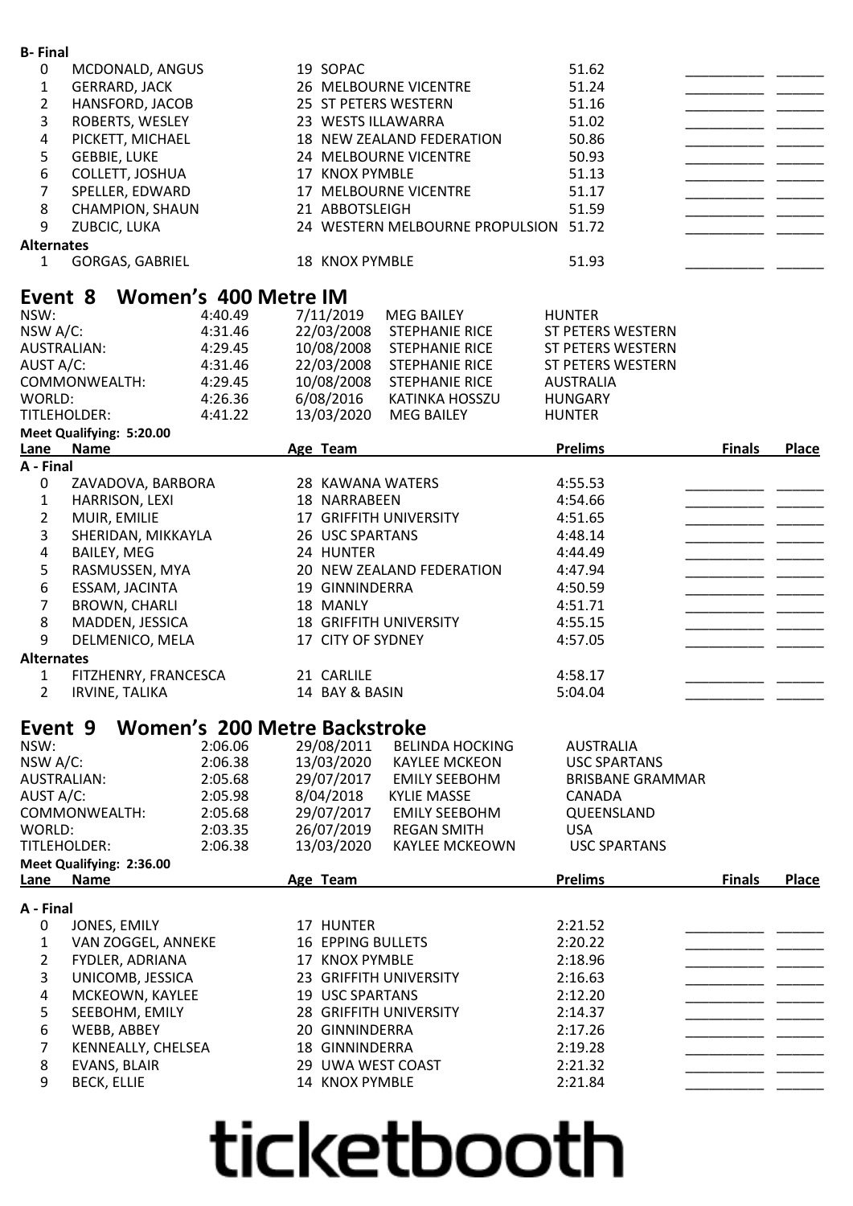**B- Final**

| Lane | Name | Age | Team | Prelims | Finals | Place |
|---|---|---|---|---|---|---|
| 0 | MCDONALD, ANGUS | 19 | SOPAC | 51.62 | __________ | ______ |
| 1 | GERRARD, JACK | 26 | MELBOURNE VICENTRE | 51.24 | __________ | ______ |
| 2 | HANSFORD, JACOB | 25 | ST PETERS WESTERN | 51.16 | __________ | ______ |
| 3 | ROBERTS, WESLEY | 23 | WESTS ILLAWARRA | 51.02 | __________ | ______ |
| 4 | PICKETT, MICHAEL | 18 | NEW ZEALAND FEDERATION | 50.86 | __________ | ______ |
| 5 | GEBBIE, LUKE | 24 | MELBOURNE VICENTRE | 50.93 | __________ | ______ |
| 6 | COLLETT, JOSHUA | 17 | KNOX PYMBLE | 51.13 | __________ | ______ |
| 7 | SPELLER, EDWARD | 17 | MELBOURNE VICENTRE | 51.17 | __________ | ______ |
| 8 | CHAMPION, SHAUN | 21 | ABBOTSLEIGH | 51.59 | __________ | ______ |
| 9 | ZUBCIC, LUKA | 24 | WESTERN MELBOURNE PROPULSION | 51.72 | __________ | ______ |

**Alternates**

| | Name | Age | Team | Prelims | Finals | Place |
|---|---|---|---|---|---|---|
| 1 | GORGAS, GABRIEL | 18 | KNOX PYMBLE | 51.93 | __________ | ______ |

## Event 8 Women's 400 Metre IM

| Record | Time | Date | Name | Team |
|---|---|---|---|---|
| NSW: | 4:40.49 | 7/11/2019 | MEG BAILEY | HUNTER |
| NSW A/C: | 4:31.46 | 22/03/2008 | STEPHANIE RICE | ST PETERS WESTERN |
| AUSTRALIAN: | 4:29.45 | 10/08/2008 | STEPHANIE RICE | ST PETERS WESTERN |
| AUST A/C: | 4:31.46 | 22/03/2008 | STEPHANIE RICE | ST PETERS WESTERN |
| COMMONWEALTH: | 4:29.45 | 10/08/2008 | STEPHANIE RICE | AUSTRALIA |
| WORLD: | 4:26.36 | 6/08/2016 | KATINKA HOSSZU | HUNGARY |
| TITLEHOLDER: | 4:41.22 | 13/03/2020 | MEG BAILEY | HUNTER |

**Meet Qualifying: 5:20.00**

| Lane | Name | Age | Team | Prelims | Finals | Place |
|---|---|---|---|---|---|---|
| **A - Final** | | | | | | |
| 0 | ZAVADOVA, BARBORA | 28 | KAWANA WATERS | 4:55.53 | __________ | ______ |
| 1 | HARRISON, LEXI | 18 | NARRABEEN | 4:54.66 | __________ | ______ |
| 2 | MUIR, EMILIE | 17 | GRIFFITH UNIVERSITY | 4:51.65 | __________ | ______ |
| 3 | SHERIDAN, MIKKAYLA | 26 | USC SPARTANS | 4:48.14 | __________ | ______ |
| 4 | BAILEY, MEG | 24 | HUNTER | 4:44.49 | __________ | ______ |
| 5 | RASMUSSEN, MYA | 20 | NEW ZEALAND FEDERATION | 4:47.94 | __________ | ______ |
| 6 | ESSAM, JACINTA | 19 | GINNINDERRA | 4:50.59 | __________ | ______ |
| 7 | BROWN, CHARLI | 18 | MANLY | 4:51.71 | __________ | ______ |
| 8 | MADDEN, JESSICA | 18 | GRIFFITH UNIVERSITY | 4:55.15 | __________ | ______ |
| 9 | DELMENICO, MELA | 17 | CITY OF SYDNEY | 4:57.05 | __________ | ______ |
| **Alternates** | | | | | | |
| 1 | FITZHENRY, FRANCESCA | 21 | CARLILE | 4:58.17 | __________ | ______ |
| 2 | IRVINE, TALIKA | 14 | BAY & BASIN | 5:04.04 | __________ | ______ |

## Event 9 Women's 200 Metre Backstroke

| Record | Time | Date | Name | Team |
|---|---|---|---|---|
| NSW: | 2:06.06 | 29/08/2011 | BELINDA HOCKING | AUSTRALIA |
| NSW A/C: | 2:06.38 | 13/03/2020 | KAYLEE MCKEON | USC SPARTANS |
| AUSTRALIAN: | 2:05.68 | 29/07/2017 | EMILY SEEBOHM | BRISBANE GRAMMAR |
| AUST A/C: | 2:05.98 | 8/04/2018 | KYLIE MASSE | CANADA |
| COMMONWEALTH: | 2:05.68 | 29/07/2017 | EMILY SEEBOHM | QUEENSLAND |
| WORLD: | 2:03.35 | 26/07/2019 | REGAN SMITH | USA |
| TITLEHOLDER: | 2:06.38 | 13/03/2020 | KAYLEE MCKEOWN | USC SPARTANS |

**Meet Qualifying: 2:36.00**

| Lane | Name | Age | Team | Prelims | Finals | Place |
|---|---|---|---|---|---|---|
| **A - Final** | | | | | | |
| 0 | JONES, EMILY | 17 | HUNTER | 2:21.52 | __________ | ______ |
| 1 | VAN ZOGGEL, ANNEKE | 16 | EPPING BULLETS | 2:20.22 | __________ | ______ |
| 2 | FYDLER, ADRIANA | 17 | KNOX PYMBLE | 2:18.96 | __________ | ______ |
| 3 | UNICOMB, JESSICA | 23 | GRIFFITH UNIVERSITY | 2:16.63 | __________ | ______ |
| 4 | MCKEOWN, KAYLEE | 19 | USC SPARTANS | 2:12.20 | __________ | ______ |
| 5 | SEEBOHM, EMILY | 28 | GRIFFITH UNIVERSITY | 2:14.37 | __________ | ______ |
| 6 | WEBB, ABBEY | 20 | GINNINDERRA | 2:17.26 | __________ | ______ |
| 7 | KENNEALLY, CHELSEA | 18 | GINNINDERRA | 2:19.28 | __________ | ______ |
| 8 | EVANS, BLAIR | 29 | UWA WEST COAST | 2:21.32 | __________ | ______ |
| 9 | BECK, ELLIE | 14 | KNOX PYMBLE | 2:21.84 | __________ | ______ |

ticketbooth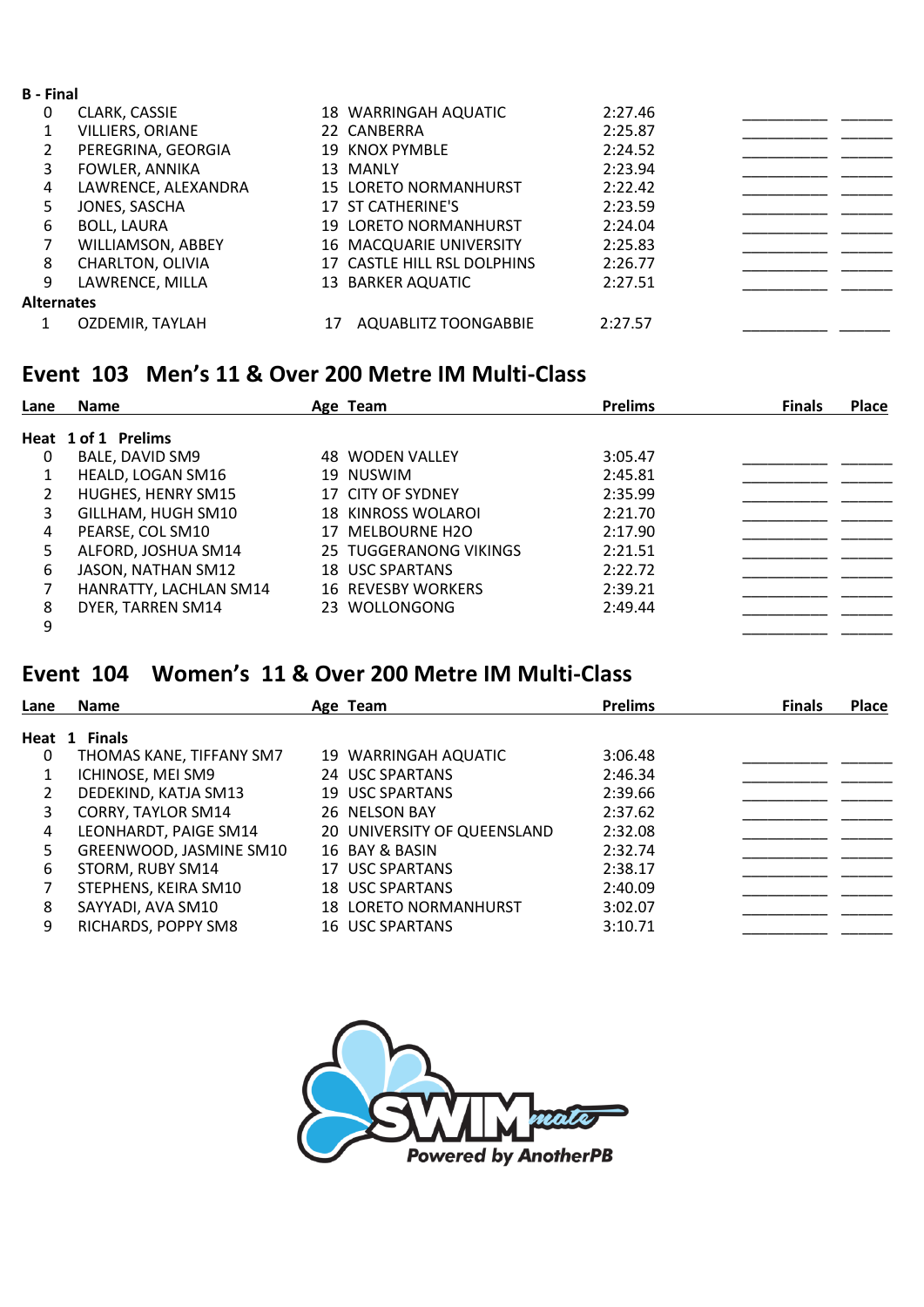**B - Final**

| Lane | Name | Age | Team | Prelims | Finals | Place |
|---|---|---|---|---|---|---|
| 0 | CLARK, CASSIE | 18 | WARRINGAH AQUATIC | 2:27.46 | __________ | ______ |
| 1 | VILLIERS, ORIANE | 22 | CANBERRA | 2:25.87 | __________ | ______ |
| 2 | PEREGRINA, GEORGIA | 19 | KNOX PYMBLE | 2:24.52 | __________ | ______ |
| 3 | FOWLER, ANNIKA | 13 | MANLY | 2:23.94 | __________ | ______ |
| 4 | LAWRENCE, ALEXANDRA | 15 | LORETO NORMANHURST | 2:22.42 | __________ | ______ |
| 5 | JONES, SASCHA | 17 | ST CATHERINE'S | 2:23.59 | __________ | ______ |
| 6 | BOLL, LAURA | 19 | LORETO NORMANHURST | 2:24.04 | __________ | ______ |
| 7 | WILLIAMSON, ABBEY | 16 | MACQUARIE UNIVERSITY | 2:25.83 | __________ | ______ |
| 8 | CHARLTON, OLIVIA | 17 | CASTLE HILL RSL DOLPHINS | 2:26.77 | __________ | ______ |
| 9 | LAWRENCE, MILLA | 13 | BARKER AQUATIC | 2:27.51 | __________ | ______ |

**Alternates**

| | Name | Age | Team | Prelims | Finals | Place |
|---|---|---|---|---|---|---|
| 1 | OZDEMIR, TAYLAH | 17 | AQUABLITZ TOONGABBIE | 2:27.57 | __________ | ______ |

## Event 103 Men's 11 & Over 200 Metre IM Multi-Class

**Heat 1 of 1 Prelims**

| Lane | Name | Age | Team | Prelims | Finals | Place |
|---|---|---|---|---|---|---|
| 0 | BALE, DAVID SM9 | 48 | WODEN VALLEY | 3:05.47 | __________ | ______ |
| 1 | HEALD, LOGAN SM16 | 19 | NUSWIM | 2:45.81 | __________ | ______ |
| 2 | HUGHES, HENRY SM15 | 17 | CITY OF SYDNEY | 2:35.99 | __________ | ______ |
| 3 | GILLHAM, HUGH SM10 | 18 | KINROSS WOLAROI | 2:21.70 | __________ | ______ |
| 4 | PEARSE, COL SM10 | 17 | MELBOURNE H2O | 2:17.90 | __________ | ______ |
| 5 | ALFORD, JOSHUA SM14 | 25 | TUGGERANONG VIKINGS | 2:21.51 | __________ | ______ |
| 6 | JASON, NATHAN SM12 | 18 | USC SPARTANS | 2:22.72 | __________ | ______ |
| 7 | HANRATTY, LACHLAN SM14 | 16 | REVESBY WORKERS | 2:39.21 | __________ | ______ |
| 8 | DYER, TARREN SM14 | 23 | WOLLONGONG | 2:49.44 | __________ | ______ |
| 9 | | | | | __________ | ______ |

## Event 104 Women's 11 & Over 200 Metre IM Multi-Class

**Heat 1 Finals**

| Lane | Name | Age | Team | Prelims | Finals | Place |
|---|---|---|---|---|---|---|
| 0 | THOMAS KANE, TIFFANY SM7 | 19 | WARRINGAH AQUATIC | 3:06.48 | __________ | ______ |
| 1 | ICHINOSE, MEI SM9 | 24 | USC SPARTANS | 2:46.34 | __________ | ______ |
| 2 | DEDEKIND, KATJA SM13 | 19 | USC SPARTANS | 2:39.66 | __________ | ______ |
| 3 | CORRY, TAYLOR SM14 | 26 | NELSON BAY | 2:37.62 | __________ | ______ |
| 4 | LEONHARDT, PAIGE SM14 | 20 | UNIVERSITY OF QUEENSLAND | 2:32.08 | __________ | ______ |
| 5 | GREENWOOD, JASMINE SM10 | 16 | BAY & BASIN | 2:32.74 | __________ | ______ |
| 6 | STORM, RUBY SM14 | 17 | USC SPARTANS | 2:38.17 | __________ | ______ |
| 7 | STEPHENS, KEIRA SM10 | 18 | USC SPARTANS | 2:40.09 | __________ | ______ |
| 8 | SAYYADI, AVA SM10 | 18 | LORETO NORMANHURST | 3:02.07 | __________ | ______ |
| 9 | RICHARDS, POPPY SM8 | 16 | USC SPARTANS | 3:10.71 | __________ | ______ |

SWIM mate
Powered by AnotherPB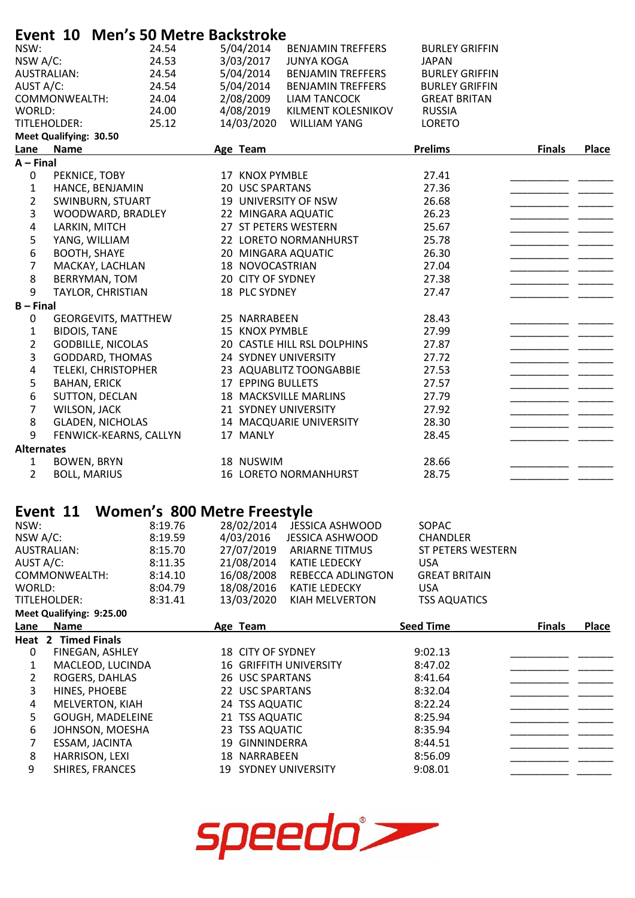# Event 10 Men's 50 Metre Backstroke

| | | | | |
|---|---|---|---|---|
| NSW: | 24.54 | 5/04/2014 | BENJAMIN TREFFERS | BURLEY GRIFFIN |
| NSW A/C: | 24.53 | 3/03/2017 | JUNYA KOGA | JAPAN |
| AUSTRALIAN: | 24.54 | 5/04/2014 | BENJAMIN TREFFERS | BURLEY GRIFFIN |
| AUST A/C: | 24.54 | 5/04/2014 | BENJAMIN TREFFERS | BURLEY GRIFFIN |
| COMMONWEALTH: | 24.04 | 2/08/2009 | LIAM TANCOCK | GREAT BRITAN |
| WORLD: | 24.00 | 4/08/2019 | KILMENT KOLESNIKOV | RUSSIA |
| TITLEHOLDER: | 25.12 | 14/03/2020 | WILLIAM YANG | LORETO |

**Meet Qualifying: 30.50**

| Lane | Name | Age | Team | Prelims | Finals | Place |
|---|---|---|---|---|---|---|
| **A – Final** | | | | | | |
| 0 | PEKNICE, TOBY | 17 | KNOX PYMBLE | 27.41 | | |
| 1 | HANCE, BENJAMIN | 20 | USC SPARTANS | 27.36 | | |
| 2 | SWINBURN, STUART | 19 | UNIVERSITY OF NSW | 26.68 | | |
| 3 | WOODWARD, BRADLEY | 22 | MINGARA AQUATIC | 26.23 | | |
| 4 | LARKIN, MITCH | 27 | ST PETERS WESTERN | 25.67 | | |
| 5 | YANG, WILLIAM | 22 | LORETO NORMANHURST | 25.78 | | |
| 6 | BOOTH, SHAYE | 20 | MINGARA AQUATIC | 26.30 | | |
| 7 | MACKAY, LACHLAN | 18 | NOVOCASTRIAN | 27.04 | | |
| 8 | BERRYMAN, TOM | 20 | CITY OF SYDNEY | 27.38 | | |
| 9 | TAYLOR, CHRISTIAN | 18 | PLC SYDNEY | 27.47 | | |
| **B – Final** | | | | | | |
| 0 | GEORGEVITS, MATTHEW | 25 | NARRABEEN | 28.43 | | |
| 1 | BIDOIS, TANE | 15 | KNOX PYMBLE | 27.99 | | |
| 2 | GODBILLE, NICOLAS | 20 | CASTLE HILL RSL DOLPHINS | 27.87 | | |
| 3 | GODDARD, THOMAS | 24 | SYDNEY UNIVERSITY | 27.72 | | |
| 4 | TELEKI, CHRISTOPHER | 23 | AQUABLITZ TOONGABBIE | 27.53 | | |
| 5 | BAHAN, ERICK | 17 | EPPING BULLETS | 27.57 | | |
| 6 | SUTTON, DECLAN | 18 | MACKSVILLE MARLINS | 27.79 | | |
| 7 | WILSON, JACK | 21 | SYDNEY UNIVERSITY | 27.92 | | |
| 8 | GLADEN, NICHOLAS | 14 | MACQUARIE UNIVERSITY | 28.30 | | |
| 9 | FENWICK-KEARNS, CALLYN | 17 | MANLY | 28.45 | | |
| **Alternates** | | | | | | |
| 1 | BOWEN, BRYN | 18 | NUSWIM | 28.66 | | |
| 2 | BOLL, MARIUS | 16 | LORETO NORMANHURST | 28.75 | | |

# Event 11 Women's 800 Metre Freestyle

| | | | | |
|---|---|---|---|---|
| NSW: | 8:19.76 | 28/02/2014 | JESSICA ASHWOOD | SOPAC |
| NSW A/C: | 8:19.59 | 4/03/2016 | JESSICA ASHWOOD | CHANDLER |
| AUSTRALIAN: | 8:15.70 | 27/07/2019 | ARIARNE TITMUS | ST PETERS WESTERN |
| AUST A/C: | 8:11.35 | 21/08/2014 | KATIE LEDECKY | USA |
| COMMONWEALTH: | 8:14.10 | 16/08/2008 | REBECCA ADLINGTON | GREAT BRITAIN |
| WORLD: | 8:04.79 | 18/08/2016 | KATIE LEDECKY | USA |
| TITLEHOLDER: | 8:31.41 | 13/03/2020 | KIAH MELVERTON | TSS AQUATICS |

**Meet Qualifying: 9:25.00**

| Lane | Name | Age | Team | Seed Time | Finals | Place |
|---|---|---|---|---|---|---|
| **Heat 2 Timed Finals** | | | | | | |
| 0 | FINEGAN, ASHLEY | 18 | CITY OF SYDNEY | 9:02.13 | | |
| 1 | MACLEOD, LUCINDA | 16 | GRIFFITH UNIVERSITY | 8:47.02 | | |
| 2 | ROGERS, DAHLAS | 26 | USC SPARTANS | 8:41.64 | | |
| 3 | HINES, PHOEBE | 22 | USC SPARTANS | 8:32.04 | | |
| 4 | MELVERTON, KIAH | 24 | TSS AQUATIC | 8:22.24 | | |
| 5 | GOUGH, MADELEINE | 21 | TSS AQUATIC | 8:25.94 | | |
| 6 | JOHNSON, MOESHA | 23 | TSS AQUATIC | 8:35.94 | | |
| 7 | ESSAM, JACINTA | 19 | GINNINDERRA | 8:44.51 | | |
| 8 | HARRISON, LEXI | 18 | NARRABEEN | 8:56.09 | | |
| 9 | SHIRES, FRANCES | 19 | SYDNEY UNIVERSITY | 9:08.01 | | |

speedo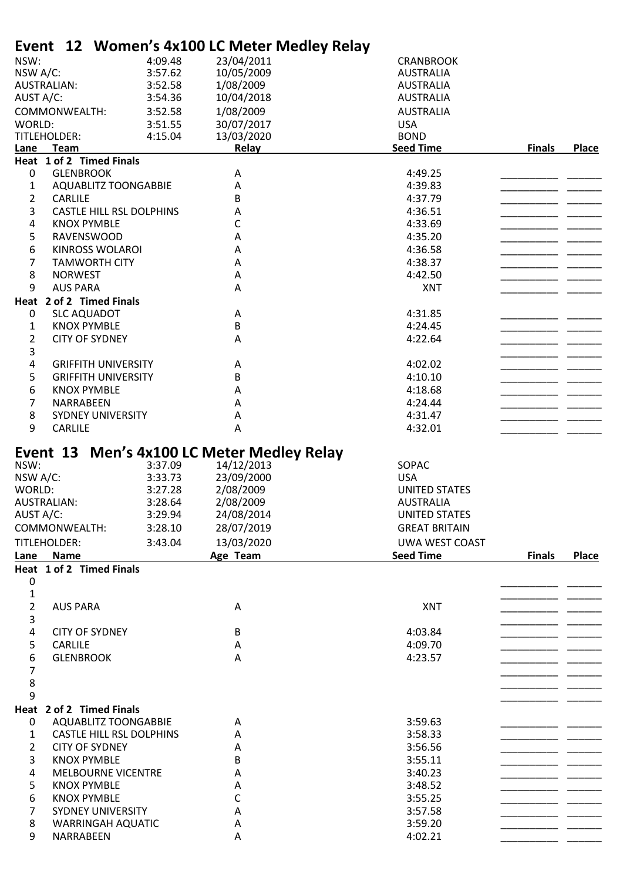## Event 12 Women's 4x100 LC Meter Medley Relay

| | | | |
|---|---|---|---|
| NSW: | 4:09.48 | 23/04/2011 | CRANBROOK |
| NSW A/C: | 3:57.62 | 10/05/2009 | AUSTRALIA |
| AUSTRALIAN: | 3:52.58 | 1/08/2009 | AUSTRALIA |
| AUST A/C: | 3:54.36 | 10/04/2018 | AUSTRALIA |
| COMMONWEALTH: | 3:52.58 | 1/08/2009 | AUSTRALIA |
| WORLD: | 3:51.55 | 30/07/2017 | USA |
| TITLEHOLDER: | 4:15.04 | 13/03/2020 | BOND |

| Lane | Team | Relay | Seed Time | Finals | Place |
|---|---|---|---|---|---|
| **Heat 1 of 2 Timed Finals** | | | | | |
| 0 | GLENBROOK | A | 4:49.25 | _________ | ______ |
| 1 | AQUABLITZ TOONGABBIE | A | 4:39.83 | _________ | ______ |
| 2 | CARLILE | B | 4:37.79 | _________ | ______ |
| 3 | CASTLE HILL RSL DOLPHINS | A | 4:36.51 | _________ | ______ |
| 4 | KNOX PYMBLE | C | 4:33.69 | _________ | ______ |
| 5 | RAVENSWOOD | A | 4:35.20 | _________ | ______ |
| 6 | KINROSS WOLAROI | A | 4:36.58 | _________ | ______ |
| 7 | TAMWORTH CITY | A | 4:38.37 | _________ | ______ |
| 8 | NORWEST | A | 4:42.50 | _________ | ______ |
| 9 | AUS PARA | A | XNT | _________ | ______ |
| **Heat 2 of 2 Timed Finals** | | | | | |
| 0 | SLC AQUADOT | A | 4:31.85 | _________ | ______ |
| 1 | KNOX PYMBLE | B | 4:24.45 | _________ | ______ |
| 2 | CITY OF SYDNEY | A | 4:22.64 | _________ | ______ |
| 3 | | | | _________ | ______ |
| 4 | GRIFFITH UNIVERSITY | A | 4:02.02 | _________ | ______ |
| 5 | GRIFFITH UNIVERSITY | B | 4:10.10 | _________ | ______ |
| 6 | KNOX PYMBLE | A | 4:18.68 | _________ | ______ |
| 7 | NARRABEEN | A | 4:24.44 | _________ | ______ |
| 8 | SYDNEY UNIVERSITY | A | 4:31.47 | _________ | ______ |
| 9 | CARLILE | A | 4:32.01 | _________ | ______ |

## Event 13 Men's 4x100 LC Meter Medley Relay

| | | | |
|---|---|---|---|
| NSW: | 3:37.09 | 14/12/2013 | SOPAC |
| NSW A/C: | 3:33.73 | 23/09/2000 | USA |
| WORLD: | 3:27.28 | 2/08/2009 | UNITED STATES |
| AUSTRALIAN: | 3:28.64 | 2/08/2009 | AUSTRALIA |
| AUST A/C: | 3:29.94 | 24/08/2014 | UNITED STATES |
| COMMONWEALTH: | 3:28.10 | 28/07/2019 | GREAT BRITAIN |
| TITLEHOLDER: | 3:43.04 | 13/03/2020 | UWA WEST COAST |

| Lane | Name | Age Team | Seed Time | Finals | Place |
|---|---|---|---|---|---|
| **Heat 1 of 2 Timed Finals** | | | | | |
| 0 | | | | _________ | ______ |
| 1 | | | | _________ | ______ |
| 2 | AUS PARA | A | XNT | _________ | ______ |
| 3 | | | | _________ | ______ |
| 4 | CITY OF SYDNEY | B | 4:03.84 | _________ | ______ |
| 5 | CARLILE | A | 4:09.70 | _________ | ______ |
| 6 | GLENBROOK | A | 4:23.57 | _________ | ______ |
| 7 | | | | _________ | ______ |
| 8 | | | | _________ | ______ |
| 9 | | | | _________ | ______ |
| **Heat 2 of 2 Timed Finals** | | | | | |
| 0 | AQUABLITZ TOONGABBIE | A | 3:59.63 | _________ | ______ |
| 1 | CASTLE HILL RSL DOLPHINS | A | 3:58.33 | _________ | ______ |
| 2 | CITY OF SYDNEY | A | 3:56.56 | _________ | ______ |
| 3 | KNOX PYMBLE | B | 3:55.11 | _________ | ______ |
| 4 | MELBOURNE VICENTRE | A | 3:40.23 | _________ | ______ |
| 5 | KNOX PYMBLE | A | 3:48.52 | _________ | ______ |
| 6 | KNOX PYMBLE | C | 3:55.25 | _________ | ______ |
| 7 | SYDNEY UNIVERSITY | A | 3:57.58 | _________ | ______ |
| 8 | WARRINGAH AQUATIC | A | 3:59.20 | _________ | ______ |
| 9 | NARRABEEN | A | 4:02.21 | _________ | ______ |